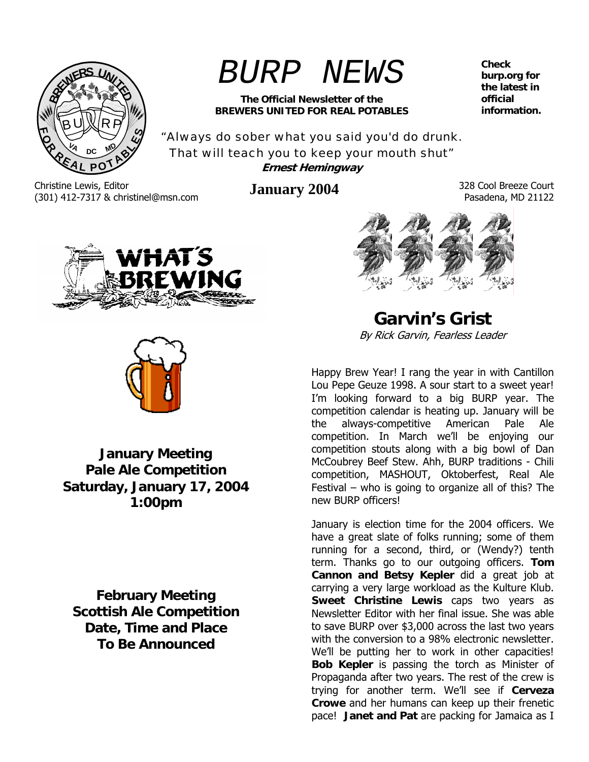# BURP NEWS

**The Official Newsletter of the BREWERS UNITED FOR REAL POTABLES**

**Check burp.org for the latest in official information.**

"Always do sober what you said you'd do drunk. That will teach you to keep your mouth shut"
***Ernest Hemingway***

Christine Lewis, Editor
(301) 412-7317 & christinel@msn.com

**January 2004**

328 Cool Breeze Court
Pasadena, MD 21122

**January Meeting**
**Pale Ale Competition**
**Saturday, January 17, 2004**
**1:00pm**

**February Meeting**
**Scottish Ale Competition**
**Date, Time and Place**
**To Be Announced**

## Garvin's Grist

*By Rick Garvin, Fearless Leader*

Happy Brew Year! I rang the year in with Cantillon Lou Pepe Geuze 1998. A sour start to a sweet year! I'm looking forward to a big BURP year. The competition calendar is heating up. January will be the always-competitive American Pale Ale competition. In March we'll be enjoying our competition stouts along with a big bowl of Dan McCoubrey Beef Stew. Ahh, BURP traditions - Chili competition, MASHOUT, Oktoberfest, Real Ale Festival – who is going to organize all of this? The new BURP officers!

January is election time for the 2004 officers. We have a great slate of folks running; some of them running for a second, third, or (Wendy?) tenth term. Thanks go to our outgoing officers. **Tom Cannon and Betsy Kepler** did a great job at carrying a very large workload as the Kulture Klub. **Sweet Christine Lewis** caps two years as Newsletter Editor with her final issue. She was able to save BURP over $3,000 across the last two years with the conversion to a 98% electronic newsletter. We'll be putting her to work in other capacities! **Bob Kepler** is passing the torch as Minister of Propaganda after two years. The rest of the crew is trying for another term. We'll see if **Cerveza Crowe** and her humans can keep up their frenetic pace! **Janet and Pat** are packing for Jamaica as I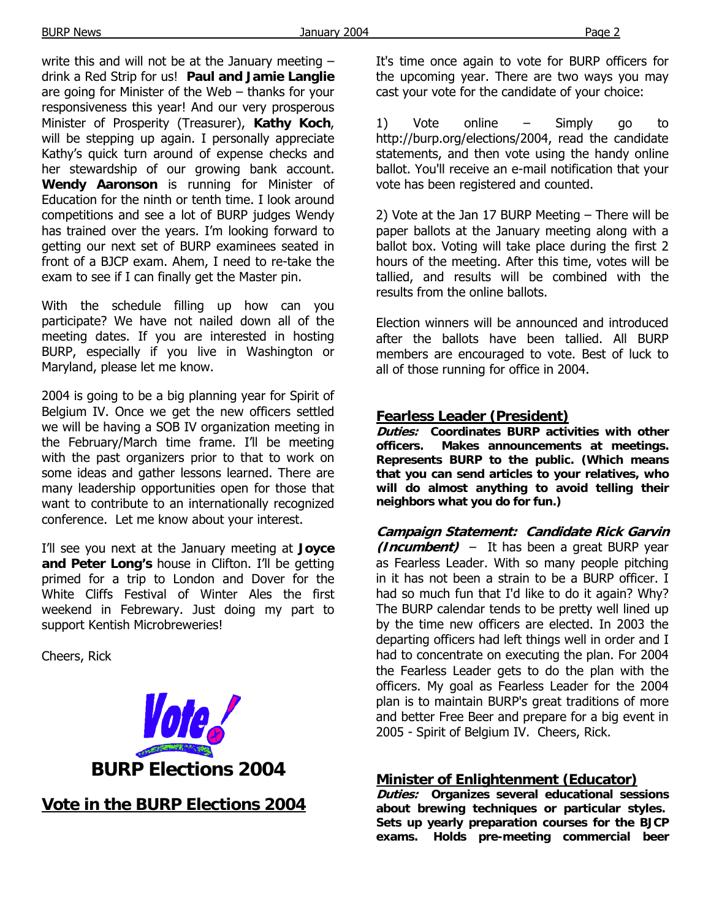write this and will not be at the January meeting – drink a Red Strip for us! **Paul and Jamie Langlie** are going for Minister of the Web – thanks for your responsiveness this year! And our very prosperous Minister of Prosperity (Treasurer), **Kathy Koch**, will be stepping up again. I personally appreciate Kathy's quick turn around of expense checks and her stewardship of our growing bank account. **Wendy Aaronson** is running for Minister of Education for the ninth or tenth time. I look around competitions and see a lot of BURP judges Wendy has trained over the years. I'm looking forward to getting our next set of BURP examinees seated in front of a BJCP exam. Ahem, I need to re-take the exam to see if I can finally get the Master pin.

With the schedule filling up how can you participate? We have not nailed down all of the meeting dates. If you are interested in hosting BURP, especially if you live in Washington or Maryland, please let me know.

2004 is going to be a big planning year for Spirit of Belgium IV. Once we get the new officers settled we will be having a SOB IV organization meeting in the February/March time frame. I'll be meeting with the past organizers prior to that to work on some ideas and gather lessons learned. There are many leadership opportunities open for those that want to contribute to an internationally recognized conference. Let me know about your interest.

I'll see you next at the January meeting at **Joyce and Peter Long's** house in Clifton. I'll be getting primed for a trip to London and Dover for the White Cliffs Festival of Winter Ales the first weekend in Febrewary. Just doing my part to support Kentish Microbreweries!

Cheers, Rick

Vote!

**BURP Elections 2004**

## Vote in the BURP Elections 2004

It's time once again to vote for BURP officers for the upcoming year. There are two ways you may cast your vote for the candidate of your choice:

1) Vote online – Simply go to http://burp.org/elections/2004, read the candidate statements, and then vote using the handy online ballot. You'll receive an e-mail notification that your vote has been registered and counted.

2) Vote at the Jan 17 BURP Meeting – There will be paper ballots at the January meeting along with a ballot box. Voting will take place during the first 2 hours of the meeting. After this time, votes will be tallied, and results will be combined with the results from the online ballots.

Election winners will be announced and introduced after the ballots have been tallied. All BURP members are encouraged to vote. Best of luck to all of those running for office in 2004.

### Fearless Leader (President)

***Duties:*** **Coordinates BURP activities with other officers. Makes announcements at meetings. Represents BURP to the public. (Which means that you can send articles to your relatives, who will do almost anything to avoid telling their neighbors what you do for fun.)**

***Campaign Statement: Candidate Rick Garvin (Incumbent)*** – It has been a great BURP year as Fearless Leader. With so many people pitching in it has not been a strain to be a BURP officer. I had so much fun that I'd like to do it again? Why? The BURP calendar tends to be pretty well lined up by the time new officers are elected. In 2003 the departing officers had left things well in order and I had to concentrate on executing the plan. For 2004 the Fearless Leader gets to do the plan with the officers. My goal as Fearless Leader for the 2004 plan is to maintain BURP's great traditions of more and better Free Beer and prepare for a big event in 2005 - Spirit of Belgium IV. Cheers, Rick.

### Minister of Enlightenment (Educator)

***Duties:*** **Organizes several educational sessions about brewing techniques or particular styles. Sets up yearly preparation courses for the BJCP exams. Holds pre-meeting commercial beer**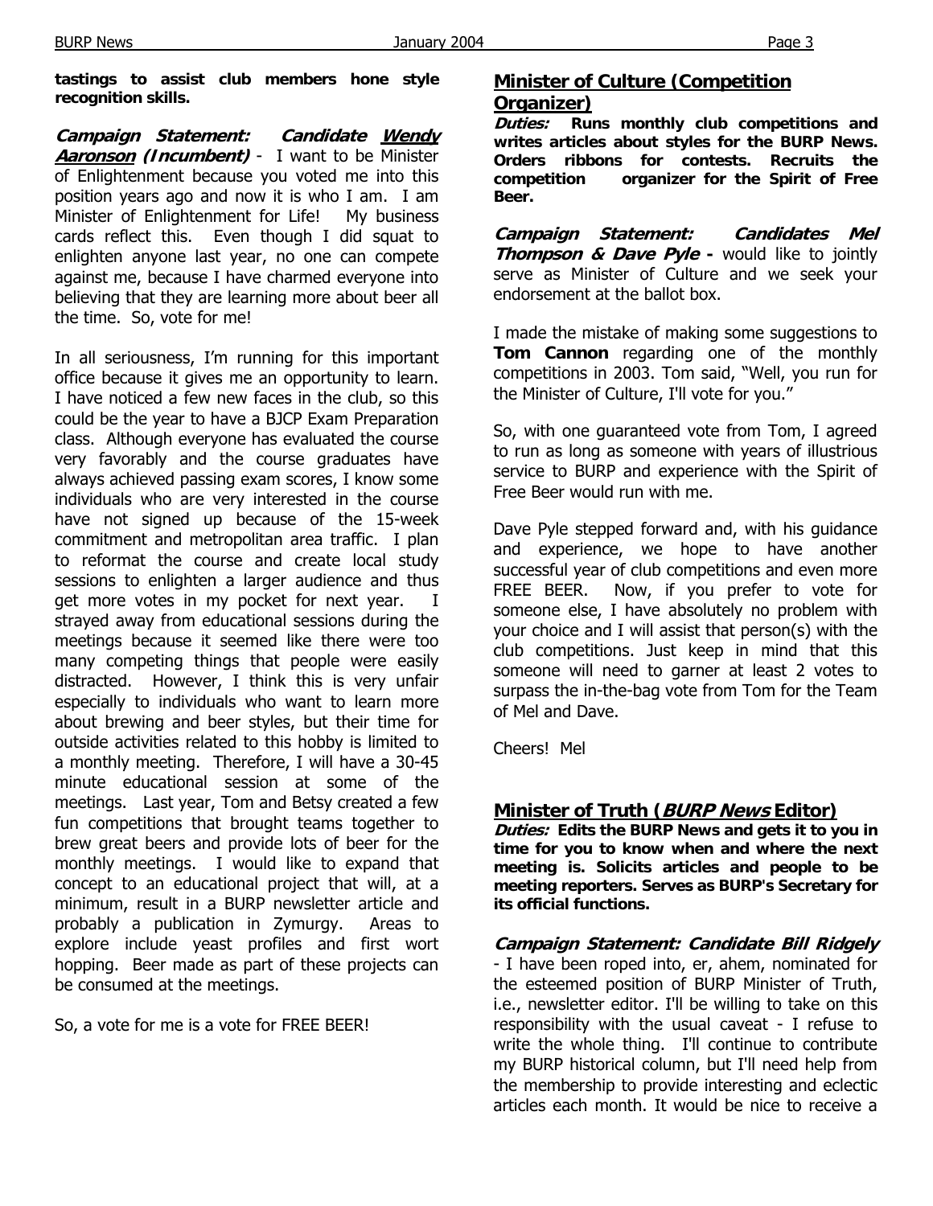**tastings to assist club members hone style recognition skills.**

***Campaign Statement: Candidate Wendy Aaronson (Incumbent)*** - I want to be Minister of Enlightenment because you voted me into this position years ago and now it is who I am. I am Minister of Enlightenment for Life! My business cards reflect this. Even though I did squat to enlighten anyone last year, no one can compete against me, because I have charmed everyone into believing that they are learning more about beer all the time. So, vote for me!

In all seriousness, I'm running for this important office because it gives me an opportunity to learn. I have noticed a few new faces in the club, so this could be the year to have a BJCP Exam Preparation class. Although everyone has evaluated the course very favorably and the course graduates have always achieved passing exam scores, I know some individuals who are very interested in the course have not signed up because of the 15-week commitment and metropolitan area traffic. I plan to reformat the course and create local study sessions to enlighten a larger audience and thus get more votes in my pocket for next year. I strayed away from educational sessions during the meetings because it seemed like there were too many competing things that people were easily distracted. However, I think this is very unfair especially to individuals who want to learn more about brewing and beer styles, but their time for outside activities related to this hobby is limited to a monthly meeting. Therefore, I will have a 30-45 minute educational session at some of the meetings. Last year, Tom and Betsy created a few fun competitions that brought teams together to brew great beers and provide lots of beer for the monthly meetings. I would like to expand that concept to an educational project that will, at a minimum, result in a BURP newsletter article and probably a publication in Zymurgy. Areas to explore include yeast profiles and first wort hopping. Beer made as part of these projects can be consumed at the meetings.

So, a vote for me is a vote for FREE BEER!

## Minister of Culture (Competition Organizer)

***Duties:* Runs monthly club competitions and writes articles about styles for the BURP News. Orders ribbons for contests. Recruits the competition organizer for the Spirit of Free Beer.**

***Campaign Statement: Candidates Mel Thompson & Dave Pyle*** - would like to jointly serve as Minister of Culture and we seek your endorsement at the ballot box.

I made the mistake of making some suggestions to **Tom Cannon** regarding one of the monthly competitions in 2003. Tom said, "Well, you run for the Minister of Culture, I'll vote for you."

So, with one guaranteed vote from Tom, I agreed to run as long as someone with years of illustrious service to BURP and experience with the Spirit of Free Beer would run with me.

Dave Pyle stepped forward and, with his guidance and experience, we hope to have another successful year of club competitions and even more FREE BEER. Now, if you prefer to vote for someone else, I have absolutely no problem with your choice and I will assist that person(s) with the club competitions. Just keep in mind that this someone will need to garner at least 2 votes to surpass the in-the-bag vote from Tom for the Team of Mel and Dave.

Cheers! Mel

## Minister of Truth (*BURP News* Editor)

***Duties:* Edits the BURP News and gets it to you in time for you to know when and where the next meeting is. Solicits articles and people to be meeting reporters. Serves as BURP's Secretary for its official functions.**

***Campaign Statement: Candidate Bill Ridgely*** - I have been roped into, er, ahem, nominated for the esteemed position of BURP Minister of Truth, i.e., newsletter editor. I'll be willing to take on this responsibility with the usual caveat - I refuse to write the whole thing. I'll continue to contribute my BURP historical column, but I'll need help from the membership to provide interesting and eclectic articles each month. It would be nice to receive a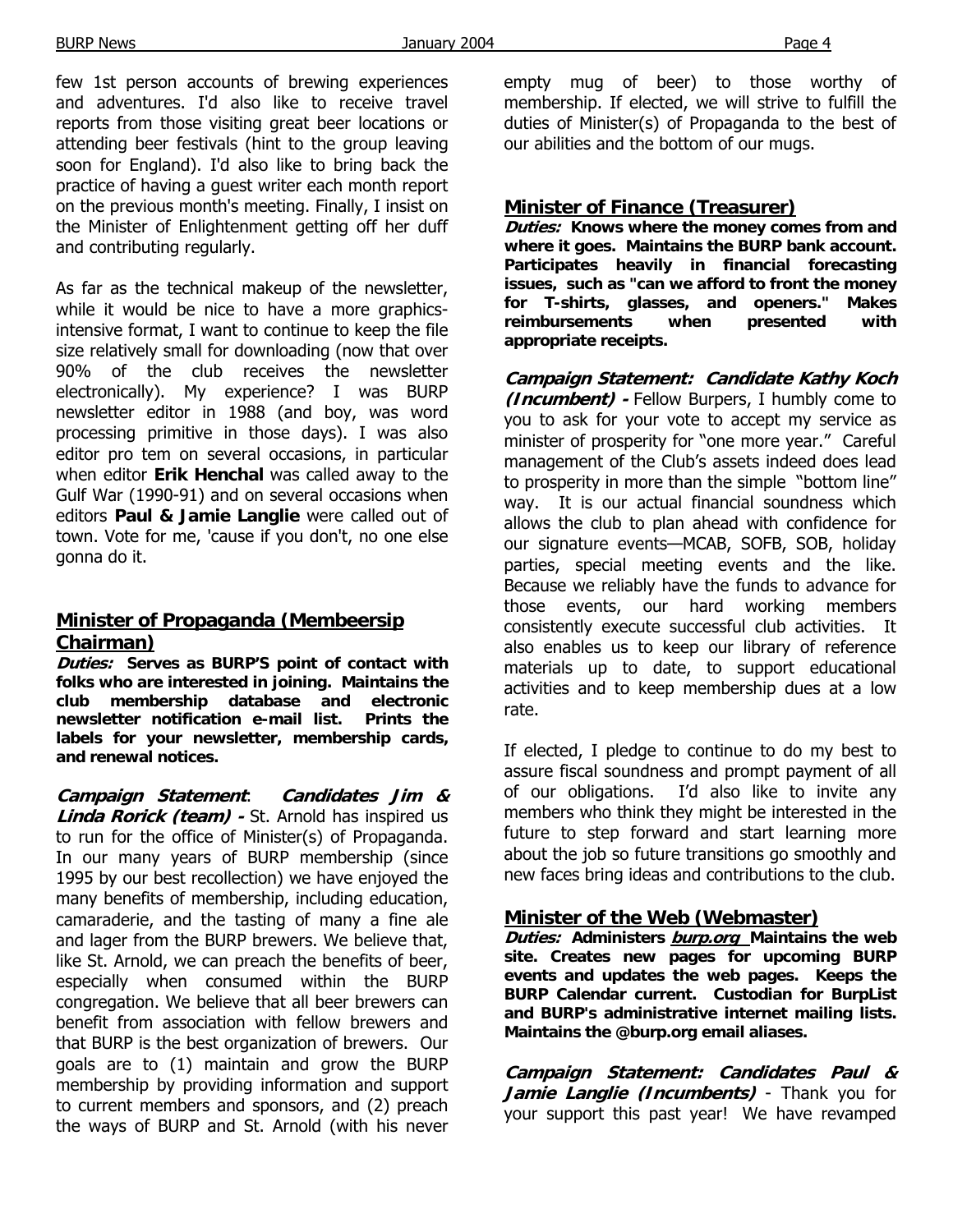few 1st person accounts of brewing experiences and adventures. I'd also like to receive travel reports from those visiting great beer locations or attending beer festivals (hint to the group leaving soon for England). I'd also like to bring back the practice of having a guest writer each month report on the previous month's meeting. Finally, I insist on the Minister of Enlightenment getting off her duff and contributing regularly.

As far as the technical makeup of the newsletter, while it would be nice to have a more graphics-intensive format, I want to continue to keep the file size relatively small for downloading (now that over 90% of the club receives the newsletter electronically). My experience? I was BURP newsletter editor in 1988 (and boy, was word processing primitive in those days). I was also editor pro tem on several occasions, in particular when editor **Erik Henchal** was called away to the Gulf War (1990-91) and on several occasions when editors **Paul & Jamie Langlie** were called out of town. Vote for me, 'cause if you don't, no one else gonna do it.

## Minister of Propaganda (Membeersip Chairman)

***Duties:* Serves as BURP'S point of contact with folks who are interested in joining. Maintains the club membership database and electronic newsletter notification e-mail list. Prints the labels for your newsletter, membership cards, and renewal notices.**

***Campaign Statement*: *Candidates Jim & Linda Rorick (team) -*** St. Arnold has inspired us to run for the office of Minister(s) of Propaganda. In our many years of BURP membership (since 1995 by our best recollection) we have enjoyed the many benefits of membership, including education, camaraderie, and the tasting of many a fine ale and lager from the BURP brewers. We believe that, like St. Arnold, we can preach the benefits of beer, especially when consumed within the BURP congregation. We believe that all beer brewers can benefit from association with fellow brewers and that BURP is the best organization of brewers. Our goals are to (1) maintain and grow the BURP membership by providing information and support to current members and sponsors, and (2) preach the ways of BURP and St. Arnold (with his never empty mug of beer) to those worthy of membership. If elected, we will strive to fulfill the duties of Minister(s) of Propaganda to the best of our abilities and the bottom of our mugs.

## Minister of Finance (Treasurer)

***Duties:* Knows where the money comes from and where it goes. Maintains the BURP bank account. Participates heavily in financial forecasting issues, such as "can we afford to front the money for T-shirts, glasses, and openers." Makes reimbursements when presented with appropriate receipts.**

***Campaign Statement: Candidate Kathy Koch (Incumbent) -*** Fellow Burpers, I humbly come to you to ask for your vote to accept my service as minister of prosperity for "one more year." Careful management of the Club's assets indeed does lead to prosperity in more than the simple "bottom line" way. It is our actual financial soundness which allows the club to plan ahead with confidence for our signature events—MCAB, SOFB, SOB, holiday parties, special meeting events and the like. Because we reliably have the funds to advance for those events, our hard working members consistently execute successful club activities. It also enables us to keep our library of reference materials up to date, to support educational activities and to keep membership dues at a low rate.

If elected, I pledge to continue to do my best to assure fiscal soundness and prompt payment of all of our obligations. I'd also like to invite any members who think they might be interested in the future to step forward and start learning more about the job so future transitions go smoothly and new faces bring ideas and contributions to the club.

## Minister of the Web (Webmaster)

***Duties:* Administers *burp.org* Maintains the web site. Creates new pages for upcoming BURP events and updates the web pages. Keeps the BURP Calendar current. Custodian for BurpList and BURP's administrative internet mailing lists. Maintains the @burp.org email aliases.**

***Campaign Statement: Candidates Paul & Jamie Langlie (Incumbents)*** - Thank you for your support this past year! We have revamped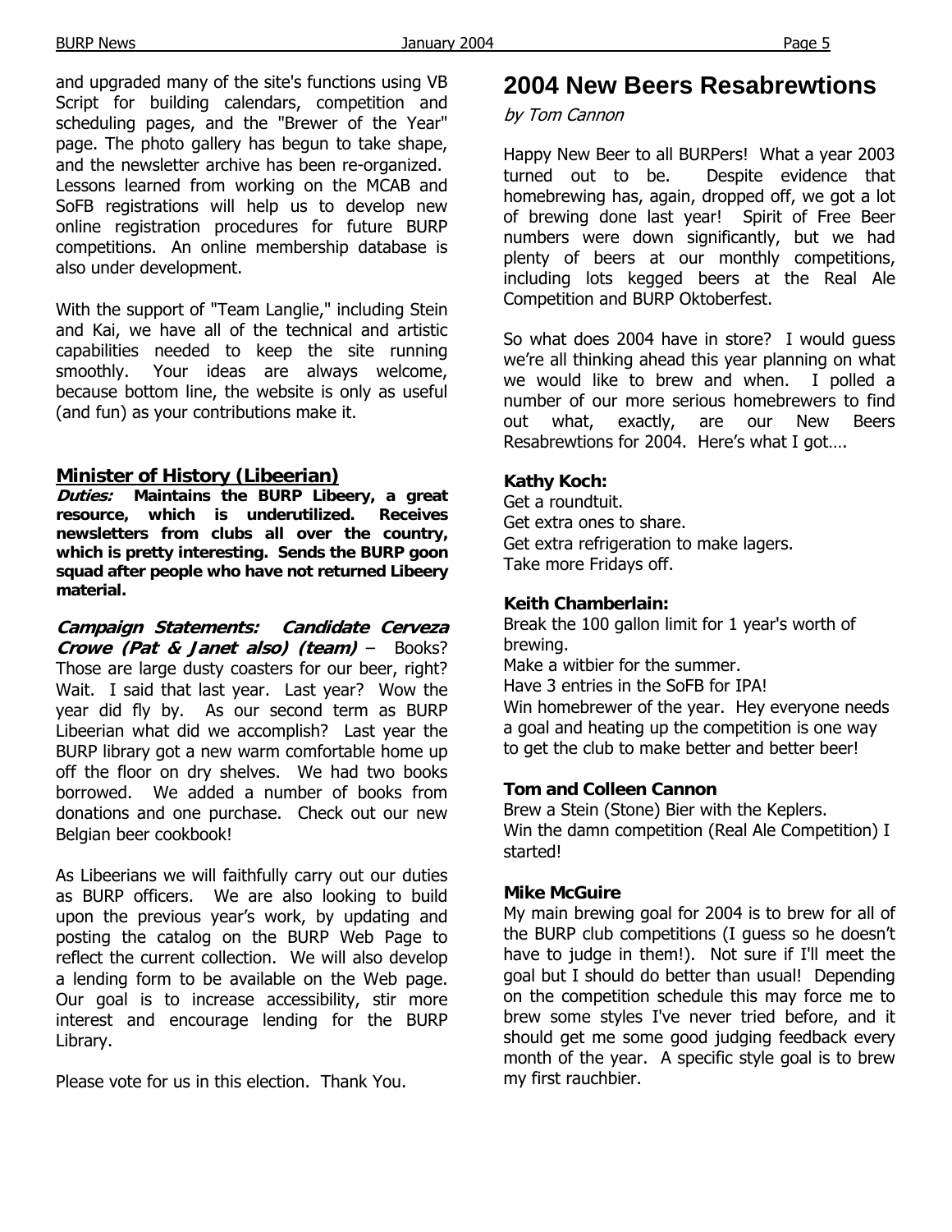and upgraded many of the site's functions using VB Script for building calendars, competition and scheduling pages, and the "Brewer of the Year" page. The photo gallery has begun to take shape, and the newsletter archive has been re-organized. Lessons learned from working on the MCAB and SoFB registrations will help us to develop new online registration procedures for future BURP competitions. An online membership database is also under development.

With the support of "Team Langlie," including Stein and Kai, we have all of the technical and artistic capabilities needed to keep the site running smoothly. Your ideas are always welcome, because bottom line, the website is only as useful (and fun) as your contributions make it.

### Minister of History (Libeerian)

***Duties:*** **Maintains the BURP Libeery, a great resource, which is underutilized. Receives newsletters from clubs all over the country, which is pretty interesting. Sends the BURP goon squad after people who have not returned Libeery material.**

***Campaign Statements: Candidate Cerveza Crowe (Pat & Janet also) (team)*** – Books? Those are large dusty coasters for our beer, right? Wait. I said that last year. Last year? Wow the year did fly by. As our second term as BURP Libeerian what did we accomplish? Last year the BURP library got a new warm comfortable home up off the floor on dry shelves. We had two books borrowed. We added a number of books from donations and one purchase. Check out our new Belgian beer cookbook!

As Libeerians we will faithfully carry out our duties as BURP officers. We are also looking to build upon the previous year's work, by updating and posting the catalog on the BURP Web Page to reflect the current collection. We will also develop a lending form to be available on the Web page. Our goal is to increase accessibility, stir more interest and encourage lending for the BURP Library.

Please vote for us in this election. Thank You.

# 2004 New Beers Resabrewtions

*by Tom Cannon*

Happy New Beer to all BURPers! What a year 2003 turned out to be. Despite evidence that homebrewing has, again, dropped off, we got a lot of brewing done last year! Spirit of Free Beer numbers were down significantly, but we had plenty of beers at our monthly competitions, including lots kegged beers at the Real Ale Competition and BURP Oktoberfest.

So what does 2004 have in store? I would guess we're all thinking ahead this year planning on what we would like to brew and when. I polled a number of our more serious homebrewers to find out what, exactly, are our New Beers Resabrewtions for 2004. Here's what I got….

**Kathy Koch:**

Get a roundtuit.
Get extra ones to share.
Get extra refrigeration to make lagers.
Take more Fridays off.

**Keith Chamberlain:**

Break the 100 gallon limit for 1 year's worth of brewing.
Make a witbier for the summer.
Have 3 entries in the SoFB for IPA!
Win homebrewer of the year. Hey everyone needs a goal and heating up the competition is one way to get the club to make better and better beer!

**Tom and Colleen Cannon**

Brew a Stein (Stone) Bier with the Keplers.
Win the damn competition (Real Ale Competition) I started!

**Mike McGuire**

My main brewing goal for 2004 is to brew for all of the BURP club competitions (I guess so he doesn't have to judge in them!). Not sure if I'll meet the goal but I should do better than usual! Depending on the competition schedule this may force me to brew some styles I've never tried before, and it should get me some good judging feedback every month of the year. A specific style goal is to brew my first rauchbier.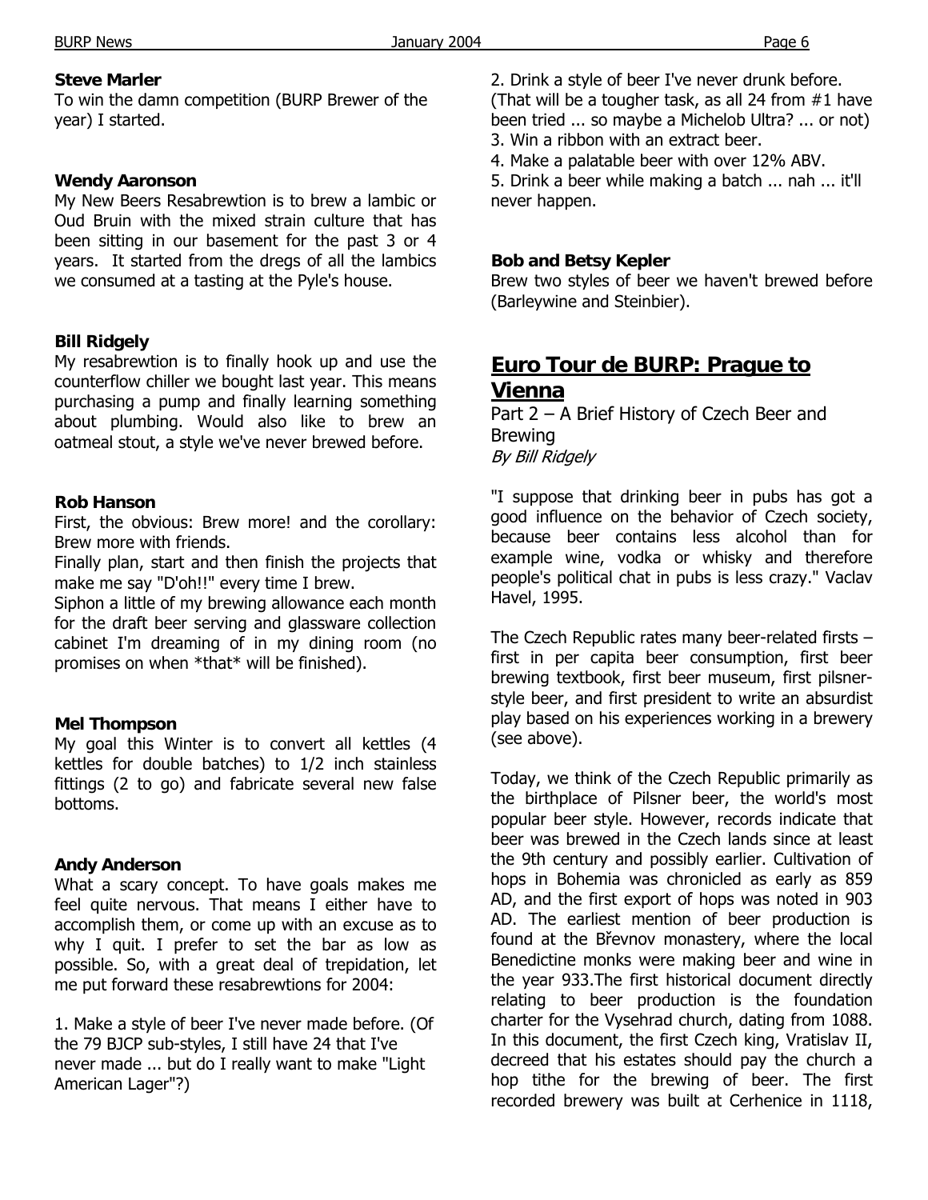**Steve Marler**
To win the damn competition (BURP Brewer of the year) I started.

**Wendy Aaronson**
My New Beers Resabrewtion is to brew a lambic or Oud Bruin with the mixed strain culture that has been sitting in our basement for the past 3 or 4 years. It started from the dregs of all the lambics we consumed at a tasting at the Pyle's house.

**Bill Ridgely**
My resabrewtion is to finally hook up and use the counterflow chiller we bought last year. This means purchasing a pump and finally learning something about plumbing. Would also like to brew an oatmeal stout, a style we've never brewed before.

**Rob Hanson**
First, the obvious: Brew more! and the corollary: Brew more with friends.
Finally plan, start and then finish the projects that make me say "D'oh!!" every time I brew.
Siphon a little of my brewing allowance each month for the draft beer serving and glassware collection cabinet I'm dreaming of in my dining room (no promises on when *that* will be finished).

**Mel Thompson**
My goal this Winter is to convert all kettles (4 kettles for double batches) to 1/2 inch stainless fittings (2 to go) and fabricate several new false bottoms.

**Andy Anderson**
What a scary concept. To have goals makes me feel quite nervous. That means I either have to accomplish them, or come up with an excuse as to why I quit. I prefer to set the bar as low as possible. So, with a great deal of trepidation, let me put forward these resabrewtions for 2004:

1. Make a style of beer I've never made before. (Of the 79 BJCP sub-styles, I still have 24 that I've never made ... but do I really want to make "Light American Lager"?)
2. Drink a style of beer I've never drunk before. (That will be a tougher task, as all 24 from #1 have been tried ... so maybe a Michelob Ultra? ... or not)
3. Win a ribbon with an extract beer.
4. Make a palatable beer with over 12% ABV.
5. Drink a beer while making a batch ... nah ... it'll never happen.

**Bob and Betsy Kepler**
Brew two styles of beer we haven't brewed before (Barleywine and Steinbier).

## Euro Tour de BURP: Prague to Vienna

Part 2 – A Brief History of Czech Beer and Brewing
*By Bill Ridgely*

"I suppose that drinking beer in pubs has got a good influence on the behavior of Czech society, because beer contains less alcohol than for example wine, vodka or whisky and therefore people's political chat in pubs is less crazy." Vaclav Havel, 1995.

The Czech Republic rates many beer-related firsts – first in per capita beer consumption, first beer brewing textbook, first beer museum, first pilsner-style beer, and first president to write an absurdist play based on his experiences working in a brewery (see above).

Today, we think of the Czech Republic primarily as the birthplace of Pilsner beer, the world's most popular beer style. However, records indicate that beer was brewed in the Czech lands since at least the 9th century and possibly earlier. Cultivation of hops in Bohemia was chronicled as early as 859 AD, and the first export of hops was noted in 903 AD. The earliest mention of beer production is found at the Břevnov monastery, where the local Benedictine monks were making beer and wine in the year 933.The first historical document directly relating to beer production is the foundation charter for the Vysehrad church, dating from 1088. In this document, the first Czech king, Vratislav II, decreed that his estates should pay the church a hop tithe for the brewing of beer. The first recorded brewery was built at Cerhenice in 1118,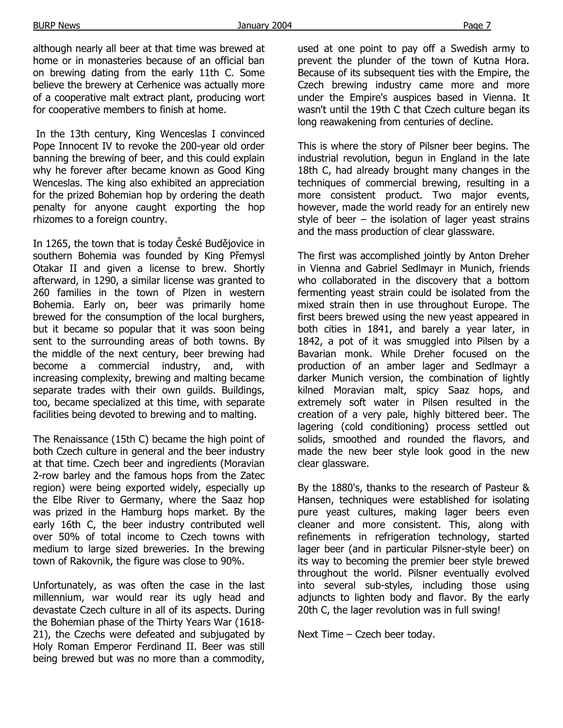although nearly all beer at that time was brewed at home or in monasteries because of an official ban on brewing dating from the early 11th C. Some believe the brewery at Cerhenice was actually more of a cooperative malt extract plant, producing wort for cooperative members to finish at home.

In the 13th century, King Wenceslas I convinced Pope Innocent IV to revoke the 200-year old order banning the brewing of beer, and this could explain why he forever after became known as Good King Wenceslas. The king also exhibited an appreciation for the prized Bohemian hop by ordering the death penalty for anyone caught exporting the hop rhizomes to a foreign country.

In 1265, the town that is today České Budějovice in southern Bohemia was founded by King Přemysl Otakar II and given a license to brew. Shortly afterward, in 1290, a similar license was granted to 260 families in the town of Plzen in western Bohemia. Early on, beer was primarily home brewed for the consumption of the local burghers, but it became so popular that it was soon being sent to the surrounding areas of both towns. By the middle of the next century, beer brewing had become a commercial industry, and, with increasing complexity, brewing and malting became separate trades with their own guilds. Buildings, too, became specialized at this time, with separate facilities being devoted to brewing and to malting.

The Renaissance (15th C) became the high point of both Czech culture in general and the beer industry at that time. Czech beer and ingredients (Moravian 2-row barley and the famous hops from the Zatec region) were being exported widely, especially up the Elbe River to Germany, where the Saaz hop was prized in the Hamburg hops market. By the early 16th C, the beer industry contributed well over 50% of total income to Czech towns with medium to large sized breweries. In the brewing town of Rakovnik, the figure was close to 90%.

Unfortunately, as was often the case in the last millennium, war would rear its ugly head and devastate Czech culture in all of its aspects. During the Bohemian phase of the Thirty Years War (1618-21), the Czechs were defeated and subjugated by Holy Roman Emperor Ferdinand II. Beer was still being brewed but was no more than a commodity, used at one point to pay off a Swedish army to prevent the plunder of the town of Kutna Hora. Because of its subsequent ties with the Empire, the Czech brewing industry came more and more under the Empire's auspices based in Vienna. It wasn't until the 19th C that Czech culture began its long reawakening from centuries of decline.

This is where the story of Pilsner beer begins. The industrial revolution, begun in England in the late 18th C, had already brought many changes in the techniques of commercial brewing, resulting in a more consistent product. Two major events, however, made the world ready for an entirely new style of beer – the isolation of lager yeast strains and the mass production of clear glassware.

The first was accomplished jointly by Anton Dreher in Vienna and Gabriel Sedlmayr in Munich, friends who collaborated in the discovery that a bottom fermenting yeast strain could be isolated from the mixed strain then in use throughout Europe. The first beers brewed using the new yeast appeared in both cities in 1841, and barely a year later, in 1842, a pot of it was smuggled into Pilsen by a Bavarian monk. While Dreher focused on the production of an amber lager and Sedlmayr a darker Munich version, the combination of lightly kilned Moravian malt, spicy Saaz hops, and extremely soft water in Pilsen resulted in the creation of a very pale, highly bittered beer. The lagering (cold conditioning) process settled out solids, smoothed and rounded the flavors, and made the new beer style look good in the new clear glassware.

By the 1880's, thanks to the research of Pasteur & Hansen, techniques were established for isolating pure yeast cultures, making lager beers even cleaner and more consistent. This, along with refinements in refrigeration technology, started lager beer (and in particular Pilsner-style beer) on its way to becoming the premier beer style brewed throughout the world. Pilsner eventually evolved into several sub-styles, including those using adjuncts to lighten body and flavor. By the early 20th C, the lager revolution was in full swing!

Next Time – Czech beer today.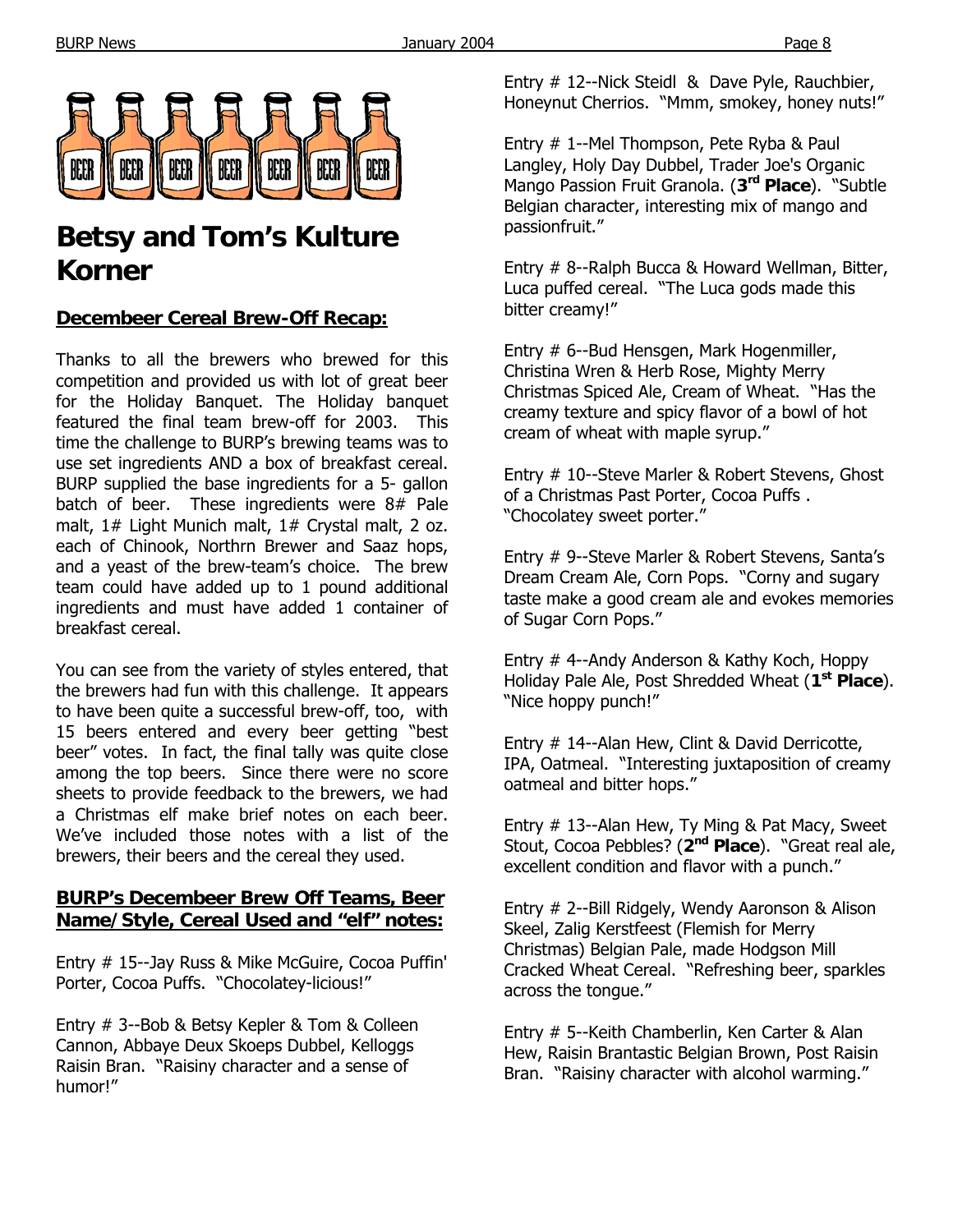# Betsy and Tom's Kulture Korner

## Decembeer Cereal Brew-Off Recap:

Thanks to all the brewers who brewed for this competition and provided us with lot of great beer for the Holiday Banquet. The Holiday banquet featured the final team brew-off for 2003. This time the challenge to BURP's brewing teams was to use set ingredients AND a box of breakfast cereal. BURP supplied the base ingredients for a 5- gallon batch of beer. These ingredients were 8# Pale malt, 1# Light Munich malt, 1# Crystal malt, 2 oz. each of Chinook, Northrn Brewer and Saaz hops, and a yeast of the brew-team's choice. The brew team could have added up to 1 pound additional ingredients and must have added 1 container of breakfast cereal.

You can see from the variety of styles entered, that the brewers had fun with this challenge. It appears to have been quite a successful brew-off, too, with 15 beers entered and every beer getting "best beer" votes. In fact, the final tally was quite close among the top beers. Since there were no score sheets to provide feedback to the brewers, we had a Christmas elf make brief notes on each beer. We've included those notes with a list of the brewers, their beers and the cereal they used.

## BURP's Decembeer Brew Off Teams, Beer Name/Style, Cereal Used and "elf" notes:

Entry # 15--Jay Russ & Mike McGuire, Cocoa Puffin' Porter, Cocoa Puffs. "Chocolatey-licious!"

Entry # 3--Bob & Betsy Kepler & Tom & Colleen Cannon, Abbaye Deux Skoeps Dubbel, Kelloggs Raisin Bran. "Raisiny character and a sense of humor!"

Entry # 12--Nick Steidl & Dave Pyle, Rauchbier, Honeynut Cherrios. "Mmm, smokey, honey nuts!"

Entry # 1--Mel Thompson, Pete Ryba & Paul Langley, Holy Day Dubbel, Trader Joe's Organic Mango Passion Fruit Granola. (**3rd Place**). "Subtle Belgian character, interesting mix of mango and passionfruit."

Entry # 8--Ralph Bucca & Howard Wellman, Bitter, Luca puffed cereal. "The Luca gods made this bitter creamy!"

Entry # 6--Bud Hensgen, Mark Hogenmiller, Christina Wren & Herb Rose, Mighty Merry Christmas Spiced Ale, Cream of Wheat. "Has the creamy texture and spicy flavor of a bowl of hot cream of wheat with maple syrup."

Entry # 10--Steve Marler & Robert Stevens, Ghost of a Christmas Past Porter, Cocoa Puffs . "Chocolatey sweet porter."

Entry # 9--Steve Marler & Robert Stevens, Santa's Dream Cream Ale, Corn Pops. "Corny and sugary taste make a good cream ale and evokes memories of Sugar Corn Pops."

Entry # 4--Andy Anderson & Kathy Koch, Hoppy Holiday Pale Ale, Post Shredded Wheat (**1st Place**). "Nice hoppy punch!"

Entry # 14--Alan Hew, Clint & David Derricotte, IPA, Oatmeal. "Interesting juxtaposition of creamy oatmeal and bitter hops."

Entry # 13--Alan Hew, Ty Ming & Pat Macy, Sweet Stout, Cocoa Pebbles? (**2nd Place**). "Great real ale, excellent condition and flavor with a punch."

Entry # 2--Bill Ridgely, Wendy Aaronson & Alison Skeel, Zalig Kerstfeest (Flemish for Merry Christmas) Belgian Pale, made Hodgson Mill Cracked Wheat Cereal. "Refreshing beer, sparkles across the tongue."

Entry # 5--Keith Chamberlin, Ken Carter & Alan Hew, Raisin Brantastic Belgian Brown, Post Raisin Bran. "Raisiny character with alcohol warming."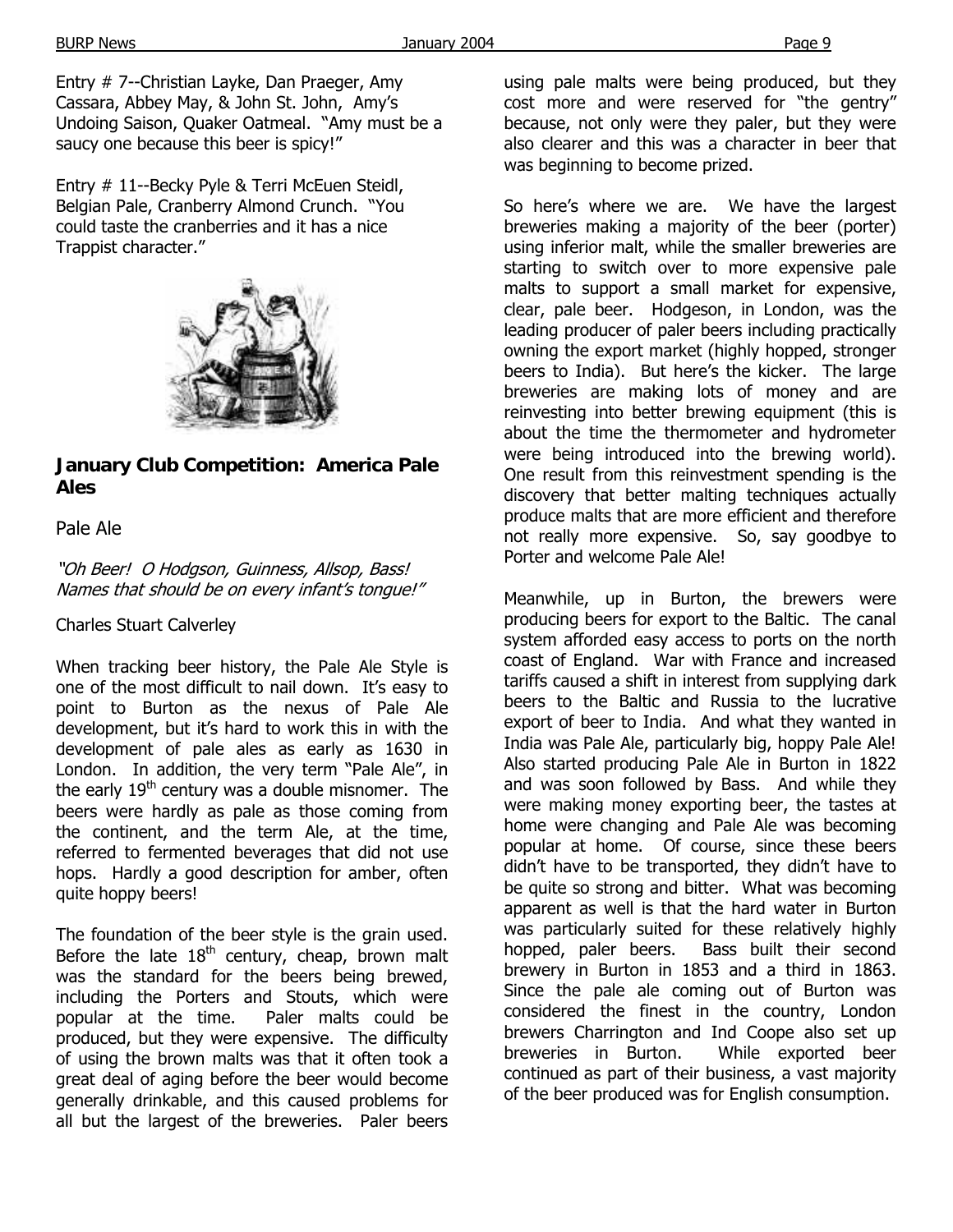Entry # 7--Christian Layke, Dan Praeger, Amy Cassara, Abbey May, & John St. John, Amy's Undoing Saison, Quaker Oatmeal. "Amy must be a saucy one because this beer is spicy!"

Entry # 11--Becky Pyle & Terri McEuen Steidl, Belgian Pale, Cranberry Almond Crunch. "You could taste the cranberries and it has a nice Trappist character."

## January Club Competition: America Pale Ales

Pale Ale

*"Oh Beer! O Hodgson, Guinness, Allsop, Bass! Names that should be on every infant's tongue!"*

Charles Stuart Calverley

When tracking beer history, the Pale Ale Style is one of the most difficult to nail down. It's easy to point to Burton as the nexus of Pale Ale development, but it's hard to work this in with the development of pale ales as early as 1630 in London. In addition, the very term "Pale Ale", in the early 19th century was a double misnomer. The beers were hardly as pale as those coming from the continent, and the term Ale, at the time, referred to fermented beverages that did not use hops. Hardly a good description for amber, often quite hoppy beers!

The foundation of the beer style is the grain used. Before the late 18th century, cheap, brown malt was the standard for the beers being brewed, including the Porters and Stouts, which were popular at the time. Paler malts could be produced, but they were expensive. The difficulty of using the brown malts was that it often took a great deal of aging before the beer would become generally drinkable, and this caused problems for all but the largest of the breweries. Paler beers using pale malts were being produced, but they cost more and were reserved for "the gentry" because, not only were they paler, but they were also clearer and this was a character in beer that was beginning to become prized.

So here's where we are. We have the largest breweries making a majority of the beer (porter) using inferior malt, while the smaller breweries are starting to switch over to more expensive pale malts to support a small market for expensive, clear, pale beer. Hodgeson, in London, was the leading producer of paler beers including practically owning the export market (highly hopped, stronger beers to India). But here's the kicker. The large breweries are making lots of money and are reinvesting into better brewing equipment (this is about the time the thermometer and hydrometer were being introduced into the brewing world). One result from this reinvestment spending is the discovery that better malting techniques actually produce malts that are more efficient and therefore not really more expensive. So, say goodbye to Porter and welcome Pale Ale!

Meanwhile, up in Burton, the brewers were producing beers for export to the Baltic. The canal system afforded easy access to ports on the north coast of England. War with France and increased tariffs caused a shift in interest from supplying dark beers to the Baltic and Russia to the lucrative export of beer to India. And what they wanted in India was Pale Ale, particularly big, hoppy Pale Ale! Also started producing Pale Ale in Burton in 1822 and was soon followed by Bass. And while they were making money exporting beer, the tastes at home were changing and Pale Ale was becoming popular at home. Of course, since these beers didn't have to be transported, they didn't have to be quite so strong and bitter. What was becoming apparent as well is that the hard water in Burton was particularly suited for these relatively highly hopped, paler beers. Bass built their second brewery in Burton in 1853 and a third in 1863. Since the pale ale coming out of Burton was considered the finest in the country, London brewers Charrington and Ind Coope also set up breweries in Burton. While exported beer continued as part of their business, a vast majority of the beer produced was for English consumption.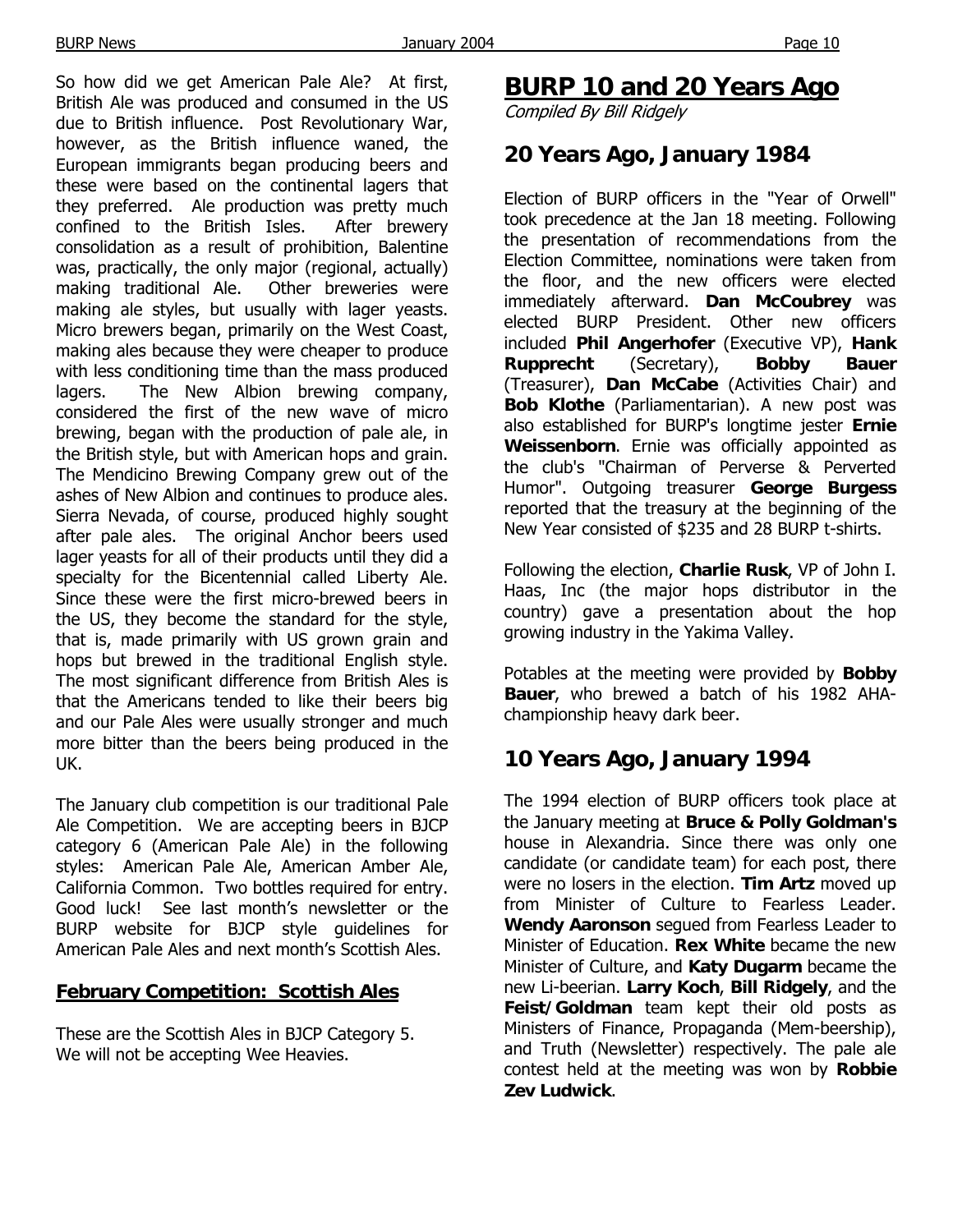So how did we get American Pale Ale? At first, British Ale was produced and consumed in the US due to British influence. Post Revolutionary War, however, as the British influence waned, the European immigrants began producing beers and these were based on the continental lagers that they preferred. Ale production was pretty much confined to the British Isles. After brewery consolidation as a result of prohibition, Balentine was, practically, the only major (regional, actually) making traditional Ale. Other breweries were making ale styles, but usually with lager yeasts. Micro brewers began, primarily on the West Coast, making ales because they were cheaper to produce with less conditioning time than the mass produced lagers. The New Albion brewing company, considered the first of the new wave of micro brewing, began with the production of pale ale, in the British style, but with American hops and grain. The Mendicino Brewing Company grew out of the ashes of New Albion and continues to produce ales. Sierra Nevada, of course, produced highly sought after pale ales. The original Anchor beers used lager yeasts for all of their products until they did a specialty for the Bicentennial called Liberty Ale. Since these were the first micro-brewed beers in the US, they become the standard for the style, that is, made primarily with US grown grain and hops but brewed in the traditional English style. The most significant difference from British Ales is that the Americans tended to like their beers big and our Pale Ales were usually stronger and much more bitter than the beers being produced in the UK.

The January club competition is our traditional Pale Ale Competition. We are accepting beers in BJCP category 6 (American Pale Ale) in the following styles: American Pale Ale, American Amber Ale, California Common. Two bottles required for entry. Good luck! See last month's newsletter or the BURP website for BJCP style guidelines for American Pale Ales and next month's Scottish Ales.

### February Competition: Scottish Ales

These are the Scottish Ales in BJCP Category 5.
We will not be accepting Wee Heavies.

# BURP 10 and 20 Years Ago

*Compiled By Bill Ridgely*

## 20 Years Ago, January 1984

Election of BURP officers in the "Year of Orwell" took precedence at the Jan 18 meeting. Following the presentation of recommendations from the Election Committee, nominations were taken from the floor, and the new officers were elected immediately afterward. **Dan McCoubrey** was elected BURP President. Other new officers included **Phil Angerhofer** (Executive VP), **Hank Rupprecht** (Secretary), **Bobby Bauer** (Treasurer), **Dan McCabe** (Activities Chair) and **Bob Klothe** (Parliamentarian). A new post was also established for BURP's longtime jester **Ernie Weissenborn**. Ernie was officially appointed as the club's "Chairman of Perverse & Perverted Humor". Outgoing treasurer **George Burgess** reported that the treasury at the beginning of the New Year consisted of $235 and 28 BURP t-shirts.

Following the election, **Charlie Rusk**, VP of John I. Haas, Inc (the major hops distributor in the country) gave a presentation about the hop growing industry in the Yakima Valley.

Potables at the meeting were provided by **Bobby Bauer**, who brewed a batch of his 1982 AHA-championship heavy dark beer.

## 10 Years Ago, January 1994

The 1994 election of BURP officers took place at the January meeting at **Bruce & Polly Goldman's** house in Alexandria. Since there was only one candidate (or candidate team) for each post, there were no losers in the election. **Tim Artz** moved up from Minister of Culture to Fearless Leader. **Wendy Aaronson** segued from Fearless Leader to Minister of Education. **Rex White** became the new Minister of Culture, and **Katy Dugarm** became the new Li-beerian. **Larry Koch**, **Bill Ridgely**, and the **Feist/Goldman** team kept their old posts as Ministers of Finance, Propaganda (Mem-beership), and Truth (Newsletter) respectively. The pale ale contest held at the meeting was won by **Robbie Zev Ludwick**.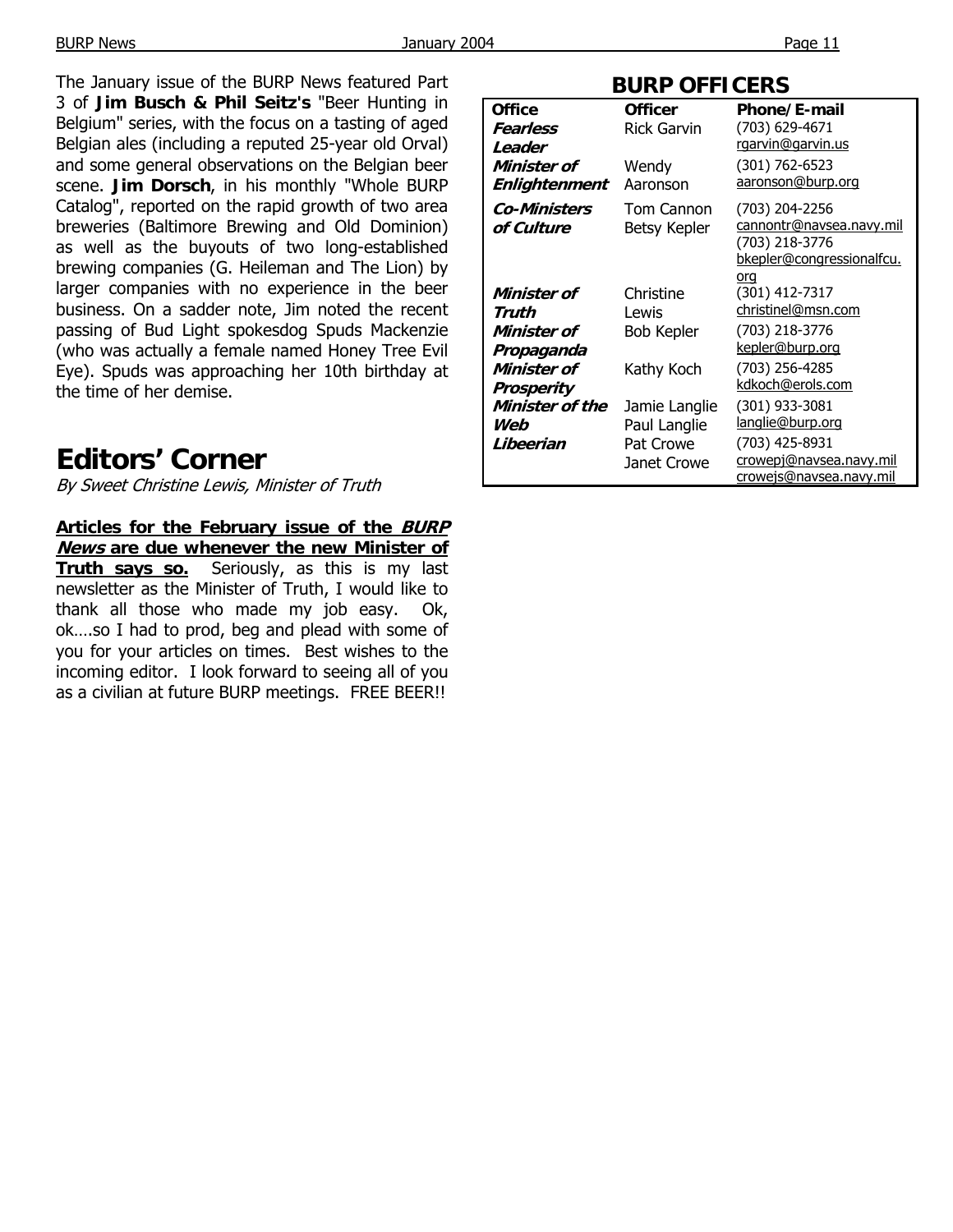The January issue of the BURP News featured Part 3 of **Jim Busch & Phil Seitz's** "Beer Hunting in Belgium" series, with the focus on a tasting of aged Belgian ales (including a reputed 25-year old Orval) and some general observations on the Belgian beer scene. **Jim Dorsch**, in his monthly "Whole BURP Catalog", reported on the rapid growth of two area breweries (Baltimore Brewing and Old Dominion) as well as the buyouts of two long-established brewing companies (G. Heileman and The Lion) by larger companies with no experience in the beer business. On a sadder note, Jim noted the recent passing of Bud Light spokesdog Spuds Mackenzie (who was actually a female named Honey Tree Evil Eye). Spuds was approaching her 10th birthday at the time of her demise.

# Editors' Corner

*By Sweet Christine Lewis, Minister of Truth*

**Articles for the February issue of the *BURP News* are due whenever the new Minister of Truth says so.** Seriously, as this is my last newsletter as the Minister of Truth, I would like to thank all those who made my job easy. Ok, ok….so I had to prod, beg and plead with some of you for your articles on times. Best wishes to the incoming editor. I look forward to seeing all of you as a civilian at future BURP meetings. FREE BEER!!

## BURP OFFICERS

| Office | Officer | Phone/E-mail |
|---|---|---|
| ***Fearless Leader*** | Rick Garvin | (703) 629-4671<br>rgarvin@garvin.us |
| ***Minister of Enlightenment*** | Wendy Aaronson | (301) 762-6523<br>aaronson@burp.org |
| ***Co-Ministers of Culture*** | Tom Cannon<br>Betsy Kepler | (703) 204-2256<br>cannontr@navsea.navy.mil<br>(703) 218-3776<br>bkepler@congressionalfcu.org |
| ***Minister of Truth*** | Christine Lewis | (301) 412-7317<br>christinel@msn.com |
| ***Minister of Propaganda*** | Bob Kepler | (703) 218-3776<br>kepler@burp.org |
| ***Minister of Prosperity*** | Kathy Koch | (703) 256-4285<br>kdkoch@erols.com |
| ***Minister of the Web*** | Jamie Langlie<br>Paul Langlie | (301) 933-3081<br>langlie@burp.org |
| ***Libeerian*** | Pat Crowe<br>Janet Crowe | (703) 425-8931<br>crowepj@navsea.navy.mil<br>crowejs@navsea.navy.mil |